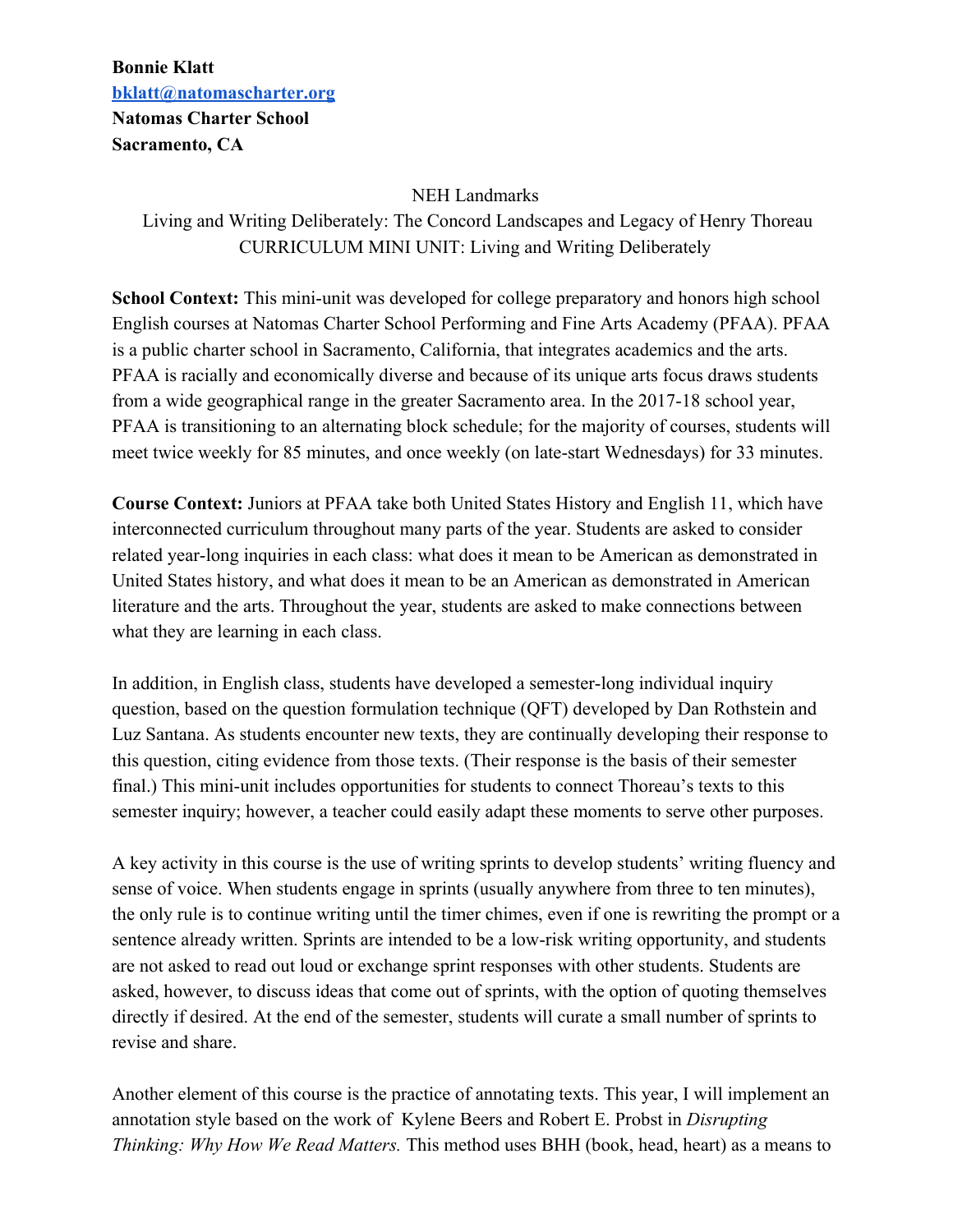**Bonnie Klatt**
**bklatt@natomascharter.org**
**Natomas Charter School**
**Sacramento, CA**

NEH Landmarks
Living and Writing Deliberately: The Concord Landscapes and Legacy of Henry Thoreau
CURRICULUM MINI UNIT: Living and Writing Deliberately

**School Context:** This mini-unit was developed for college preparatory and honors high school English courses at Natomas Charter School Performing and Fine Arts Academy (PFAA). PFAA is a public charter school in Sacramento, California, that integrates academics and the arts. PFAA is racially and economically diverse and because of its unique arts focus draws students from a wide geographical range in the greater Sacramento area. In the 2017-18 school year, PFAA is transitioning to an alternating block schedule; for the majority of courses, students will meet twice weekly for 85 minutes, and once weekly (on late-start Wednesdays) for 33 minutes.

**Course Context:** Juniors at PFAA take both United States History and English 11, which have interconnected curriculum throughout many parts of the year. Students are asked to consider related year-long inquiries in each class: what does it mean to be American as demonstrated in United States history, and what does it mean to be an American as demonstrated in American literature and the arts. Throughout the year, students are asked to make connections between what they are learning in each class.

In addition, in English class, students have developed a semester-long individual inquiry question, based on the question formulation technique (QFT) developed by Dan Rothstein and Luz Santana. As students encounter new texts, they are continually developing their response to this question, citing evidence from those texts. (Their response is the basis of their semester final.) This mini-unit includes opportunities for students to connect Thoreau's texts to this semester inquiry; however, a teacher could easily adapt these moments to serve other purposes.

A key activity in this course is the use of writing sprints to develop students' writing fluency and sense of voice. When students engage in sprints (usually anywhere from three to ten minutes), the only rule is to continue writing until the timer chimes, even if one is rewriting the prompt or a sentence already written. Sprints are intended to be a low-risk writing opportunity, and students are not asked to read out loud or exchange sprint responses with other students. Students are asked, however, to discuss ideas that come out of sprints, with the option of quoting themselves directly if desired. At the end of the semester, students will curate a small number of sprints to revise and share.

Another element of this course is the practice of annotating texts. This year, I will implement an annotation style based on the work of Kylene Beers and Robert E. Probst in *Disrupting Thinking: Why How We Read Matters.* This method uses BHH (book, head, heart) as a means to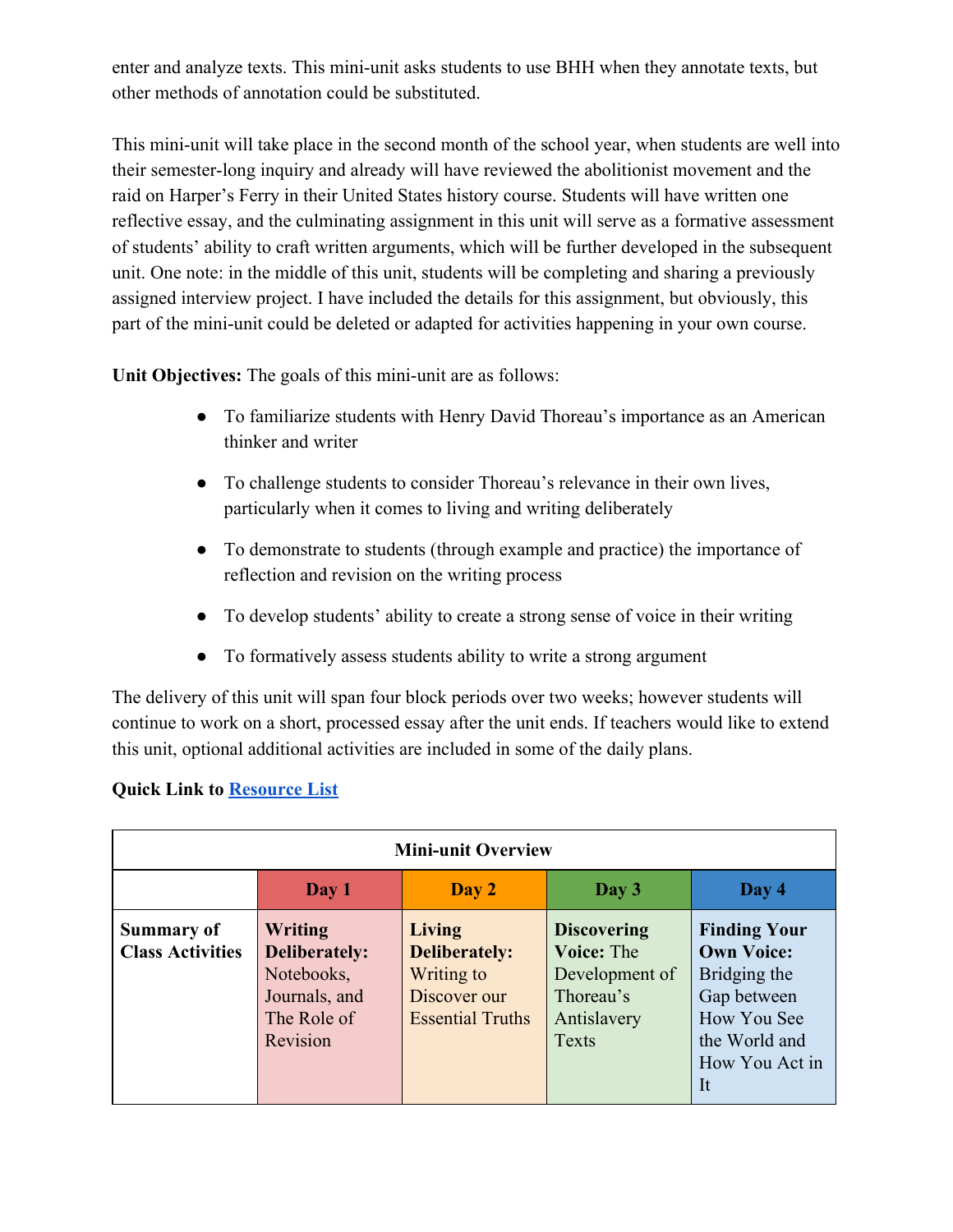enter and analyze texts. This mini-unit asks students to use BHH when they annotate texts, but other methods of annotation could be substituted.

This mini-unit will take place in the second month of the school year, when students are well into their semester-long inquiry and already will have reviewed the abolitionist movement and the raid on Harper's Ferry in their United States history course. Students will have written one reflective essay, and the culminating assignment in this unit will serve as a formative assessment of students' ability to craft written arguments, which will be further developed in the subsequent unit. One note: in the middle of this unit, students will be completing and sharing a previously assigned interview project. I have included the details for this assignment, but obviously, this part of the mini-unit could be deleted or adapted for activities happening in your own course.

**Unit Objectives:** The goals of this mini-unit are as follows:

- To familiarize students with Henry David Thoreau's importance as an American thinker and writer
- To challenge students to consider Thoreau's relevance in their own lives, particularly when it comes to living and writing deliberately
- To demonstrate to students (through example and practice) the importance of reflection and revision on the writing process
- To develop students' ability to create a strong sense of voice in their writing
- To formatively assess students ability to write a strong argument

The delivery of this unit will span four block periods over two weeks; however students will continue to work on a short, processed essay after the unit ends. If teachers would like to extend this unit, optional additional activities are included in some of the daily plans.

**Quick Link to [Resource List]**

| Mini-unit Overview | | | | |
|---|---|---|---|---|
| | **Day 1** | **Day 2** | **Day 3** | **Day 4** |
| **Summary of Class Activities** | **Writing Deliberately:** Notebooks, Journals, and The Role of Revision | **Living Deliberately:** Writing to Discover our Essential Truths | **Discovering Voice:** The Development of Thoreau's Antislavery Texts | **Finding Your Own Voice:** Bridging the Gap between How You See the World and How You Act in It |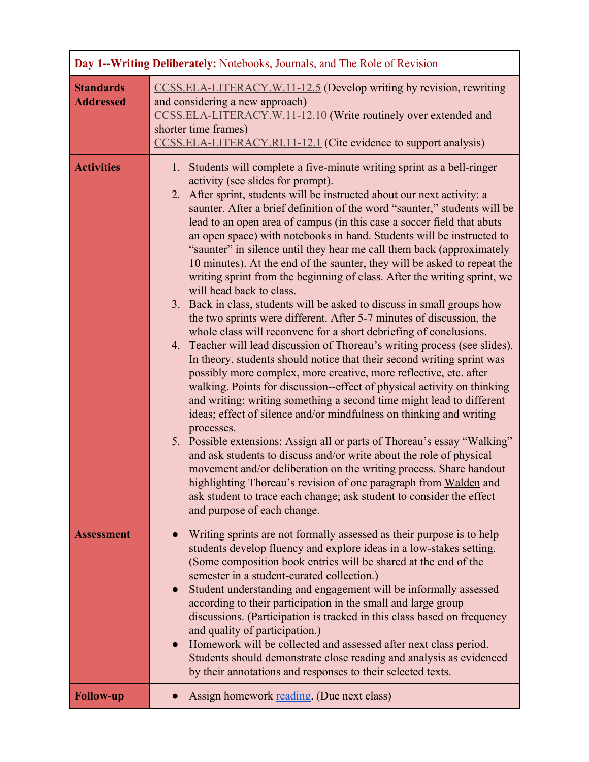| **Day 1--Writing Deliberately:** Notebooks, Journals, and The Role of Revision | |
|---|---|
| **Standards Addressed** | CCSS.ELA-LITERACY.W.11-12.5 (Develop writing by revision, rewriting and considering a new approach)<br>CCSS.ELA-LITERACY.W.11-12.10 (Write routinely over extended and shorter time frames)<br>CCSS.ELA-LITERACY.RI.11-12.1 (Cite evidence to support analysis) |
| **Activities** | 1. Students will complete a five-minute writing sprint as a bell-ringer activity (see slides for prompt).<br>2. After sprint, students will be instructed about our next activity: a saunter. After a brief definition of the word "saunter," students will be lead to an open area of campus (in this case a soccer field that abuts an open space) with notebooks in hand. Students will be instructed to "saunter" in silence until they hear me call them back (approximately 10 minutes). At the end of the saunter, they will be asked to repeat the writing sprint from the beginning of class. After the writing sprint, we will head back to class.<br>3. Back in class, students will be asked to discuss in small groups how the two sprints were different. After 5-7 minutes of discussion, the whole class will reconvene for a short debriefing of conclusions.<br>4. Teacher will lead discussion of Thoreau's writing process (see slides). In theory, students should notice that their second writing sprint was possibly more complex, more creative, more reflective, etc. after walking. Points for discussion--effect of physical activity on thinking and writing; writing something a second time might lead to different ideas; effect of silence and/or mindfulness on thinking and writing processes.<br>5. Possible extensions: Assign all or parts of Thoreau's essay "Walking" and ask students to discuss and/or write about the role of physical movement and/or deliberation on the writing process. Share handout highlighting Thoreau's revision of one paragraph from Walden and ask student to trace each change; ask student to consider the effect and purpose of each change. |
| **Assessment** | ● Writing sprints are not formally assessed as their purpose is to help students develop fluency and explore ideas in a low-stakes setting. (Some composition book entries will be shared at the end of the semester in a student-curated collection.)<br>● Student understanding and engagement will be informally assessed according to their participation in the small and large group discussions. (Participation is tracked in this class based on frequency and quality of participation.)<br>● Homework will be collected and assessed after next class period. Students should demonstrate close reading and analysis as evidenced by their annotations and responses to their selected texts. |
| **Follow-up** | ● Assign homework reading. (Due next class) |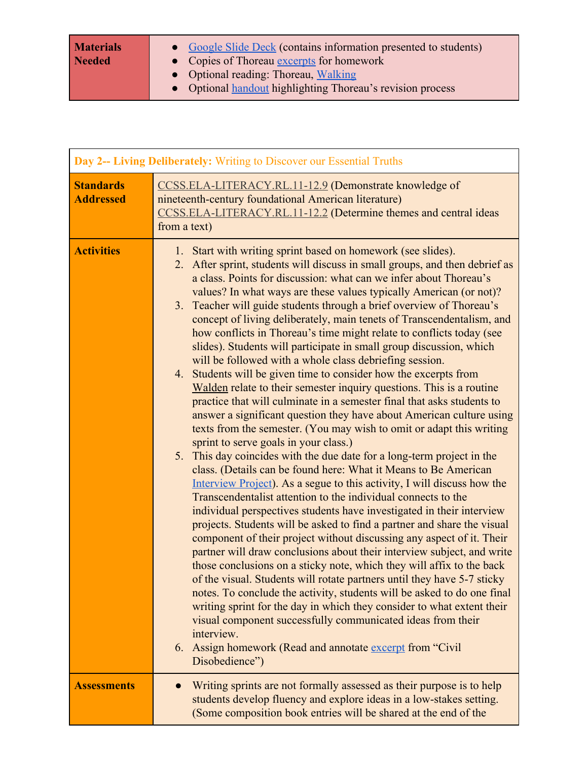| Materials Needed | • Google Slide Deck (contains information presented to students)<br>• Copies of Thoreau excerpts for homework<br>• Optional reading: Thoreau, Walking<br>• Optional handout highlighting Thoreau's revision process |
|---|---|

| **Day 2-- Living Deliberately:** Writing to Discover our Essential Truths | |
|---|---|
| **Standards Addressed** | CCSS.ELA-LITERACY.RL.11-12.9 (Demonstrate knowledge of nineteenth-century foundational American literature)<br>CCSS.ELA-LITERACY.RL.11-12.2 (Determine themes and central ideas from a text) |
| **Activities** | 1. Start with writing sprint based on homework (see slides).<br>2. After sprint, students will discuss in small groups, and then debrief as a class. Points for discussion: what can we infer about Thoreau's values? In what ways are these values typically American (or not)?<br>3. Teacher will guide students through a brief overview of Thoreau's concept of living deliberately, main tenets of Transcendentalism, and how conflicts in Thoreau's time might relate to conflicts today (see slides). Students will participate in small group discussion, which will be followed with a whole class debriefing session.<br>4. Students will be given time to consider how the excerpts from Walden relate to their semester inquiry questions. This is a routine practice that will culminate in a semester final that asks students to answer a significant question they have about American culture using texts from the semester. (You may wish to omit or adapt this writing sprint to serve goals in your class.)<br>5. This day coincides with the due date for a long-term project in the class. (Details can be found here: What it Means to Be American Interview Project). As a segue to this activity, I will discuss how the Transcendentalist attention to the individual connects to the individual perspectives students have investigated in their interview projects. Students will be asked to find a partner and share the visual component of their project without discussing any aspect of it. Their partner will draw conclusions about their interview subject, and write those conclusions on a sticky note, which they will affix to the back of the visual. Students will rotate partners until they have 5-7 sticky notes. To conclude the activity, students will be asked to do one final writing sprint for the day in which they consider to what extent their visual component successfully communicated ideas from their interview.<br>6. Assign homework (Read and annotate excerpt from "Civil Disobedience") |
| **Assessments** | • Writing sprints are not formally assessed as their purpose is to help students develop fluency and explore ideas in a low-stakes setting. (Some composition book entries will be shared at the end of the |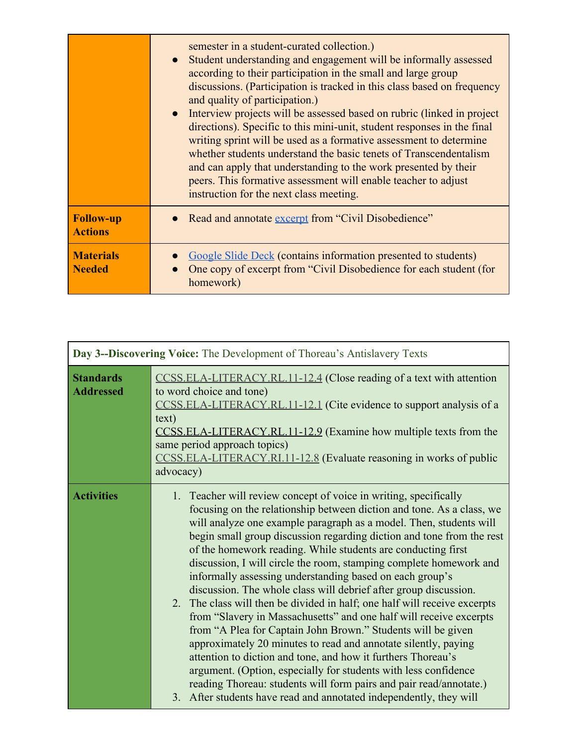| | |
|---|---|
| | semester in a student-curated collection.)<br>● Student understanding and engagement will be informally assessed according to their participation in the small and large group discussions. (Participation is tracked in this class based on frequency and quality of participation.)<br>● Interview projects will be assessed based on rubric (linked in project directions). Specific to this mini-unit, student responses in the final writing sprint will be used as a formative assessment to determine whether students understand the basic tenets of Transcendentalism and can apply that understanding to the work presented by their peers. This formative assessment will enable teacher to adjust instruction for the next class meeting. |
| **Follow-up Actions** | ● Read and annotate excerpt from "Civil Disobedience" |
| **Materials Needed** | ● Google Slide Deck (contains information presented to students)<br>● One copy of excerpt from "Civil Disobedience for each student (for homework) |

| **Day 3--Discovering Voice:** The Development of Thoreau's Antislavery Texts | |
|---|---|
| **Standards Addressed** | CCSS.ELA-LITERACY.RL.11-12.4 (Close reading of a text with attention to word choice and tone)<br>CCSS.ELA-LITERACY.RL.11-12.1 (Cite evidence to support analysis of a text)<br>CCSS.ELA-LITERACY.RL.11-12.9 (Examine how multiple texts from the same period approach topics)<br>CCSS.ELA-LITERACY.RI.11-12.8 (Evaluate reasoning in works of public advocacy) |
| **Activities** | 1. Teacher will review concept of voice in writing, specifically focusing on the relationship between diction and tone. As a class, we will analyze one example paragraph as a model. Then, students will begin small group discussion regarding diction and tone from the rest of the homework reading. While students are conducting first discussion, I will circle the room, stamping complete homework and informally assessing understanding based on each group's discussion. The whole class will debrief after group discussion.<br>2. The class will then be divided in half; one half will receive excerpts from "Slavery in Massachusetts" and one half will receive excerpts from "A Plea for Captain John Brown." Students will be given approximately 20 minutes to read and annotate silently, paying attention to diction and tone, and how it furthers Thoreau's argument. (Option, especially for students with less confidence reading Thoreau: students will form pairs and pair read/annotate.)<br>3. After students have read and annotated independently, they will |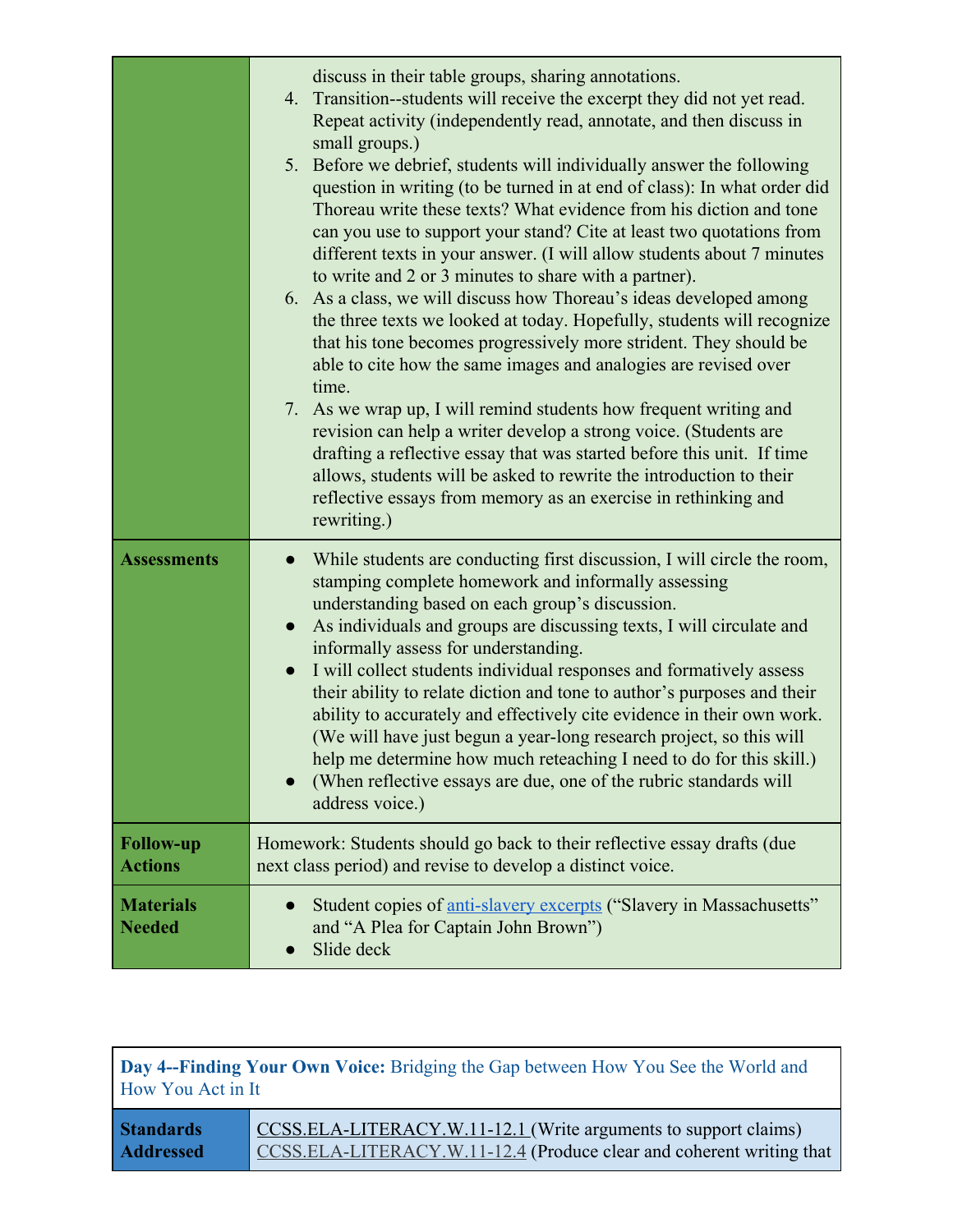| | |
|---|---|
| | discuss in their table groups, sharing annotations.<br>4. Transition--students will receive the excerpt they did not yet read. Repeat activity (independently read, annotate, and then discuss in small groups.)<br>5. Before we debrief, students will individually answer the following question in writing (to be turned in at end of class): In what order did Thoreau write these texts? What evidence from his diction and tone can you use to support your stand? Cite at least two quotations from different texts in your answer. (I will allow students about 7 minutes to write and 2 or 3 minutes to share with a partner).<br>6. As a class, we will discuss how Thoreau's ideas developed among the three texts we looked at today. Hopefully, students will recognize that his tone becomes progressively more strident. They should be able to cite how the same images and analogies are revised over time.<br>7. As we wrap up, I will remind students how frequent writing and revision can help a writer develop a strong voice. (Students are drafting a reflective essay that was started before this unit. If time allows, students will be asked to rewrite the introduction to their reflective essays from memory as an exercise in rethinking and rewriting.) |
| **Assessments** | • While students are conducting first discussion, I will circle the room, stamping complete homework and informally assessing understanding based on each group's discussion.<br>• As individuals and groups are discussing texts, I will circulate and informally assess for understanding.<br>• I will collect students individual responses and formatively assess their ability to relate diction and tone to author's purposes and their ability to accurately and effectively cite evidence in their own work. (We will have just begun a year-long research project, so this will help me determine how much reteaching I need to do for this skill.)<br>• (When reflective essays are due, one of the rubric standards will address voice.) |
| **Follow-up Actions** | Homework: Students should go back to their reflective essay drafts (due next class period) and revise to develop a distinct voice. |
| **Materials Needed** | • Student copies of anti-slavery excerpts ("Slavery in Massachusetts" and "A Plea for Captain John Brown")<br>• Slide deck |

| **Day 4--Finding Your Own Voice:** Bridging the Gap between How You See the World and How You Act in It | |
|---|---|
| **Standards Addressed** | CCSS.ELA-LITERACY.W.11-12.1 (Write arguments to support claims)<br>CCSS.ELA-LITERACY.W.11-12.4 (Produce clear and coherent writing that |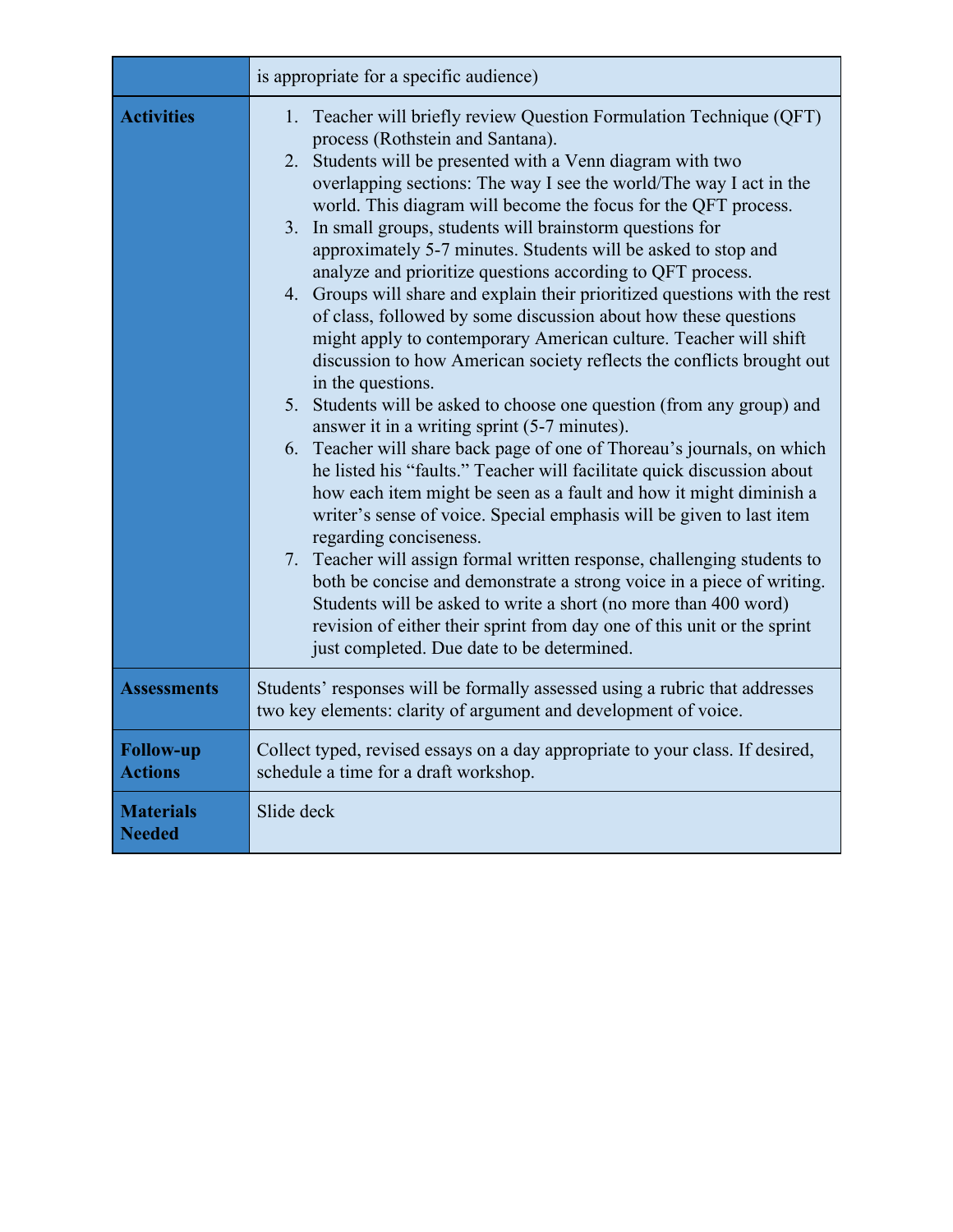| | |
|---|---|
| | is appropriate for a specific audience) |
| **Activities** | 1. Teacher will briefly review Question Formulation Technique (QFT) process (Rothstein and Santana).<br>2. Students will be presented with a Venn diagram with two overlapping sections: The way I see the world/The way I act in the world. This diagram will become the focus for the QFT process.<br>3. In small groups, students will brainstorm questions for approximately 5-7 minutes. Students will be asked to stop and analyze and prioritize questions according to QFT process.<br>4. Groups will share and explain their prioritized questions with the rest of class, followed by some discussion about how these questions might apply to contemporary American culture. Teacher will shift discussion to how American society reflects the conflicts brought out in the questions.<br>5. Students will be asked to choose one question (from any group) and answer it in a writing sprint (5-7 minutes).<br>6. Teacher will share back page of one of Thoreau's journals, on which he listed his "faults." Teacher will facilitate quick discussion about how each item might be seen as a fault and how it might diminish a writer's sense of voice. Special emphasis will be given to last item regarding conciseness.<br>7. Teacher will assign formal written response, challenging students to both be concise and demonstrate a strong voice in a piece of writing. Students will be asked to write a short (no more than 400 word) revision of either their sprint from day one of this unit or the sprint just completed. Due date to be determined. |
| **Assessments** | Students' responses will be formally assessed using a rubric that addresses two key elements: clarity of argument and development of voice. |
| **Follow-up Actions** | Collect typed, revised essays on a day appropriate to your class. If desired, schedule a time for a draft workshop. |
| **Materials Needed** | Slide deck |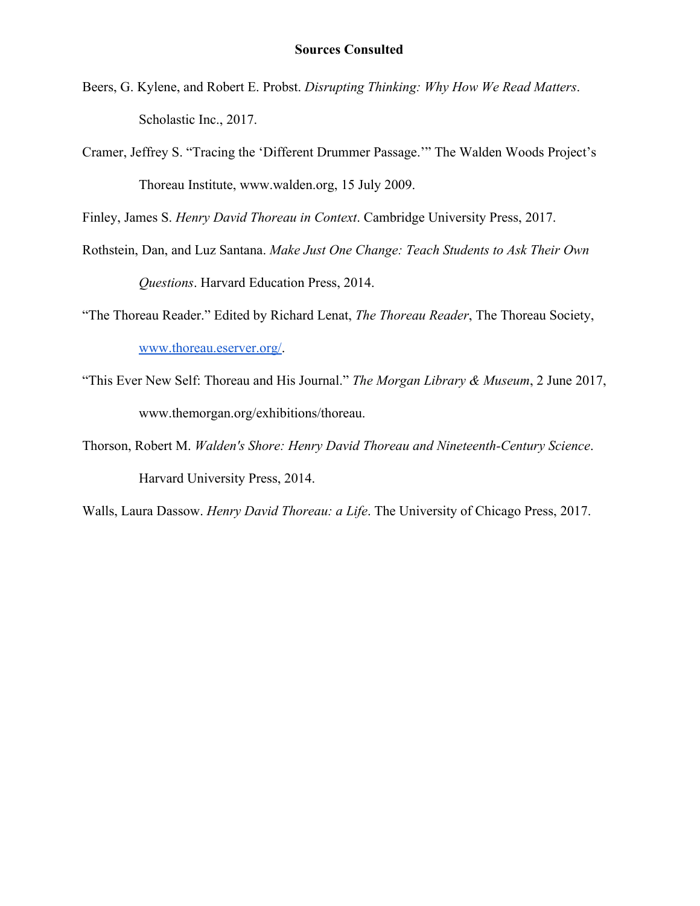**Sources Consulted**

Beers, G. Kylene, and Robert E. Probst. *Disrupting Thinking: Why How We Read Matters*. Scholastic Inc., 2017.

Cramer, Jeffrey S. "Tracing the 'Different Drummer Passage.'" The Walden Woods Project's Thoreau Institute, www.walden.org, 15 July 2009.

Finley, James S. *Henry David Thoreau in Context*. Cambridge University Press, 2017.

Rothstein, Dan, and Luz Santana. *Make Just One Change: Teach Students to Ask Their Own Questions*. Harvard Education Press, 2014.

"The Thoreau Reader." Edited by Richard Lenat, *The Thoreau Reader*, The Thoreau Society, www.thoreau.eserver.org/.

"This Ever New Self: Thoreau and His Journal." *The Morgan Library & Museum*, 2 June 2017, www.themorgan.org/exhibitions/thoreau.

Thorson, Robert M. *Walden's Shore: Henry David Thoreau and Nineteenth-Century Science*. Harvard University Press, 2014.

Walls, Laura Dassow. *Henry David Thoreau: a Life*. The University of Chicago Press, 2017.